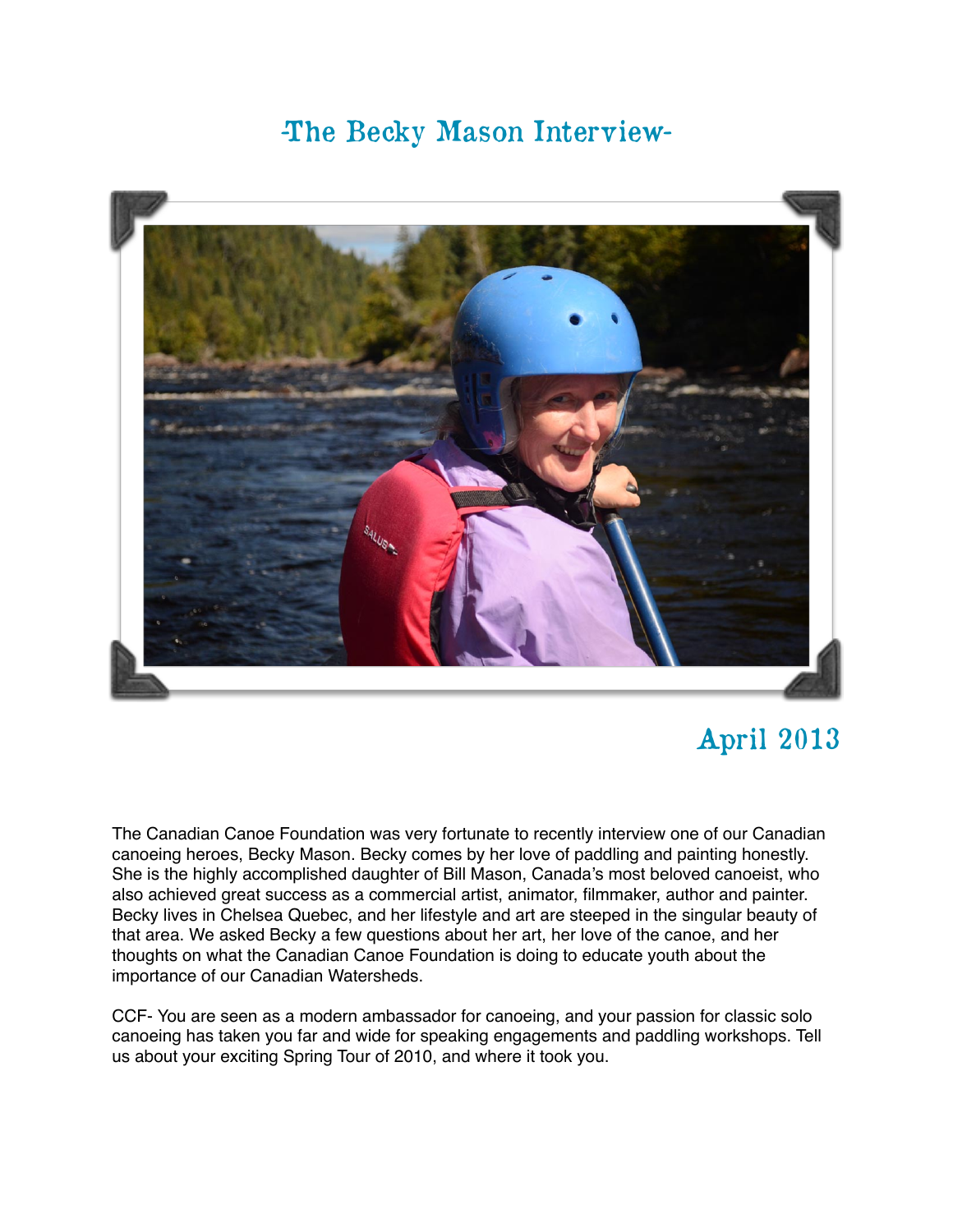# -The Becky Mason Interview-

## April 2013

The Canadian Canoe Foundation was very fortunate to recently interview one of our Canadian canoeing heroes, Becky Mason. Becky comes by her love of paddling and painting honestly. She is the highly accomplished daughter of Bill Mason, Canada's most beloved canoeist, who also achieved great success as a commercial artist, animator, filmmaker, author and painter. Becky lives in Chelsea Quebec, and her lifestyle and art are steeped in the singular beauty of that area. We asked Becky a few questions about her art, her love of the canoe, and her thoughts on what the Canadian Canoe Foundation is doing to educate youth about the importance of our Canadian Watersheds.

CCF- You are seen as a modern ambassador for canoeing, and your passion for classic solo canoeing has taken you far and wide for speaking engagements and paddling workshops. Tell us about your exciting Spring Tour of 2010, and where it took you.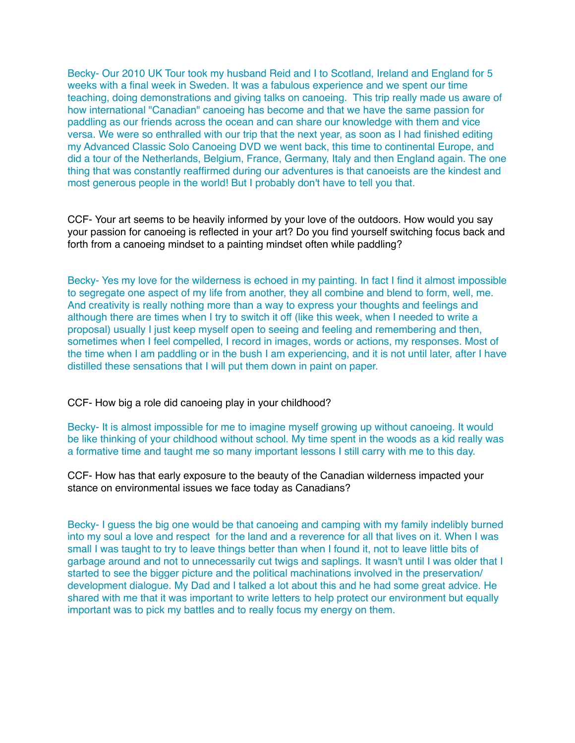Becky- Our 2010 UK Tour took my husband Reid and I to Scotland, Ireland and England for 5 weeks with a final week in Sweden. It was a fabulous experience and we spent our time teaching, doing demonstrations and giving talks on canoeing. This trip really made us aware of how international "Canadian" canoeing has become and that we have the same passion for paddling as our friends across the ocean and can share our knowledge with them and vice versa. We were so enthralled with our trip that the next year, as soon as I had finished editing my Advanced Classic Solo Canoeing DVD we went back, this time to continental Europe, and did a tour of the Netherlands, Belgium, France, Germany, Italy and then England again. The one thing that was constantly reaffirmed during our adventures is that canoeists are the kindest and most generous people in the world! But I probably don't have to tell you that.

CCF- Your art seems to be heavily informed by your love of the outdoors. How would you say your passion for canoeing is reflected in your art? Do you find yourself switching focus back and forth from a canoeing mindset to a painting mindset often while paddling?

Becky- Yes my love for the wilderness is echoed in my painting. In fact I find it almost impossible to segregate one aspect of my life from another, they all combine and blend to form, well, me. And creativity is really nothing more than a way to express your thoughts and feelings and although there are times when I try to switch it off (like this week, when I needed to write a proposal) usually I just keep myself open to seeing and feeling and remembering and then, sometimes when I feel compelled, I record in images, words or actions, my responses. Most of the time when I am paddling or in the bush I am experiencing, and it is not until later, after I have distilled these sensations that I will put them down in paint on paper.

CCF- How big a role did canoeing play in your childhood?

Becky- It is almost impossible for me to imagine myself growing up without canoeing. It would be like thinking of your childhood without school. My time spent in the woods as a kid really was a formative time and taught me so many important lessons I still carry with me to this day.

CCF- How has that early exposure to the beauty of the Canadian wilderness impacted your stance on environmental issues we face today as Canadians?

Becky- I guess the big one would be that canoeing and camping with my family indelibly burned into my soul a love and respect for the land and a reverence for all that lives on it. When I was small I was taught to try to leave things better than when I found it, not to leave little bits of garbage around and not to unnecessarily cut twigs and saplings. It wasn't until I was older that I started to see the bigger picture and the political machinations involved in the preservation/development dialogue. My Dad and I talked a lot about this and he had some great advice. He shared with me that it was important to write letters to help protect our environment but equally important was to pick my battles and to really focus my energy on them.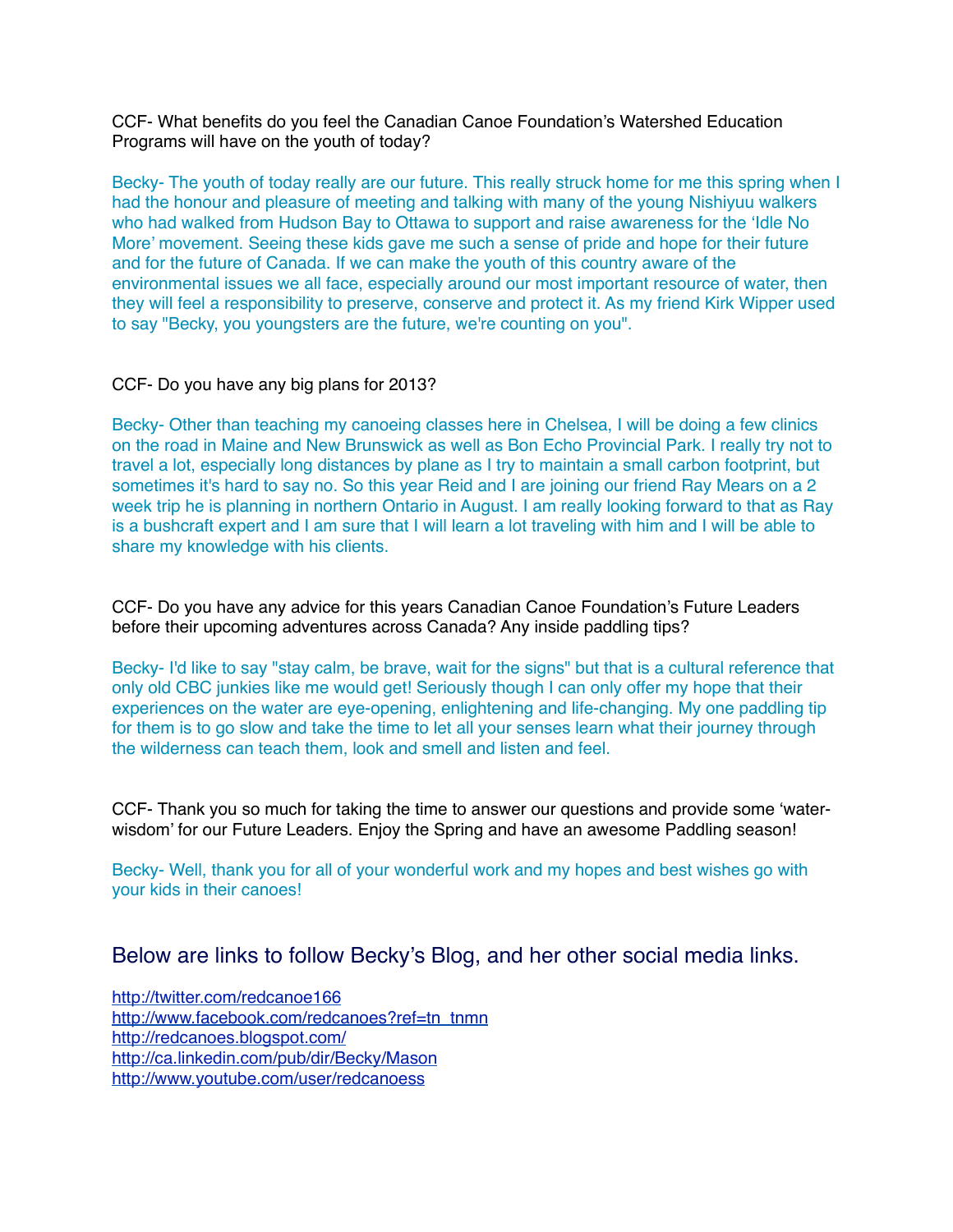CCF- What benefits do you feel the Canadian Canoe Foundation's Watershed Education Programs will have on the youth of today?

Becky- The youth of today really are our future. This really struck home for me this spring when I had the honour and pleasure of meeting and talking with many of the young Nishiyuu walkers who had walked from Hudson Bay to Ottawa to support and raise awareness for the 'Idle No More' movement. Seeing these kids gave me such a sense of pride and hope for their future and for the future of Canada. If we can make the youth of this country aware of the environmental issues we all face, especially around our most important resource of water, then they will feel a responsibility to preserve, conserve and protect it. As my friend Kirk Wipper used to say "Becky, you youngsters are the future, we're counting on you".

CCF- Do you have any big plans for 2013?

Becky- Other than teaching my canoeing classes here in Chelsea, I will be doing a few clinics on the road in Maine and New Brunswick as well as Bon Echo Provincial Park. I really try not to travel a lot, especially long distances by plane as I try to maintain a small carbon footprint, but sometimes it's hard to say no. So this year Reid and I are joining our friend Ray Mears on a 2 week trip he is planning in northern Ontario in August. I am really looking forward to that as Ray is a bushcraft expert and I am sure that I will learn a lot traveling with him and I will be able to share my knowledge with his clients.

CCF- Do you have any advice for this years Canadian Canoe Foundation's Future Leaders before their upcoming adventures across Canada? Any inside paddling tips?

Becky- I'd like to say "stay calm, be brave, wait for the signs" but that is a cultural reference that only old CBC junkies like me would get! Seriously though I can only offer my hope that their experiences on the water are eye-opening, enlightening and life-changing. My one paddling tip for them is to go slow and take the time to let all your senses learn what their journey through the wilderness can teach them, look and smell and listen and feel.

CCF- Thank you so much for taking the time to answer our questions and provide some 'water-wisdom' for our Future Leaders. Enjoy the Spring and have an awesome Paddling season!

Becky- Well, thank you for all of your wonderful work and my hopes and best wishes go with your kids in their canoes!

## Below are links to follow Becky's Blog, and her other social media links.

http://twitter.com/redcanoe166
http://www.facebook.com/redcanoes?ref=tn_tnmn
http://redcanoes.blogspot.com/
http://ca.linkedin.com/pub/dir/Becky/Mason
http://www.youtube.com/user/redcanoess